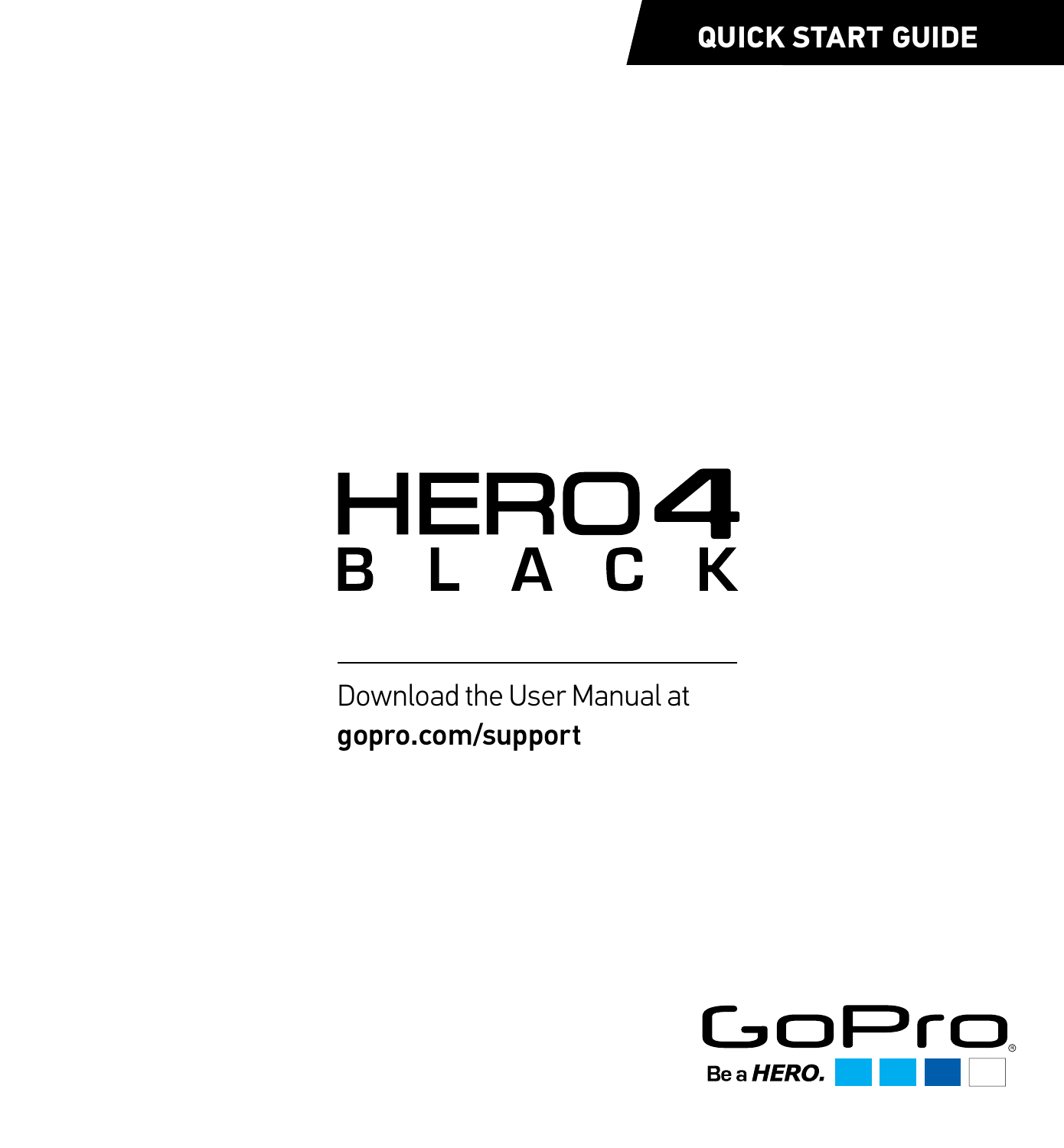QUICK START GUIDE

# HERO4 BLACK

Download the User Manual at
**gopro.com/support**

GoPro®

Be a *HERO.*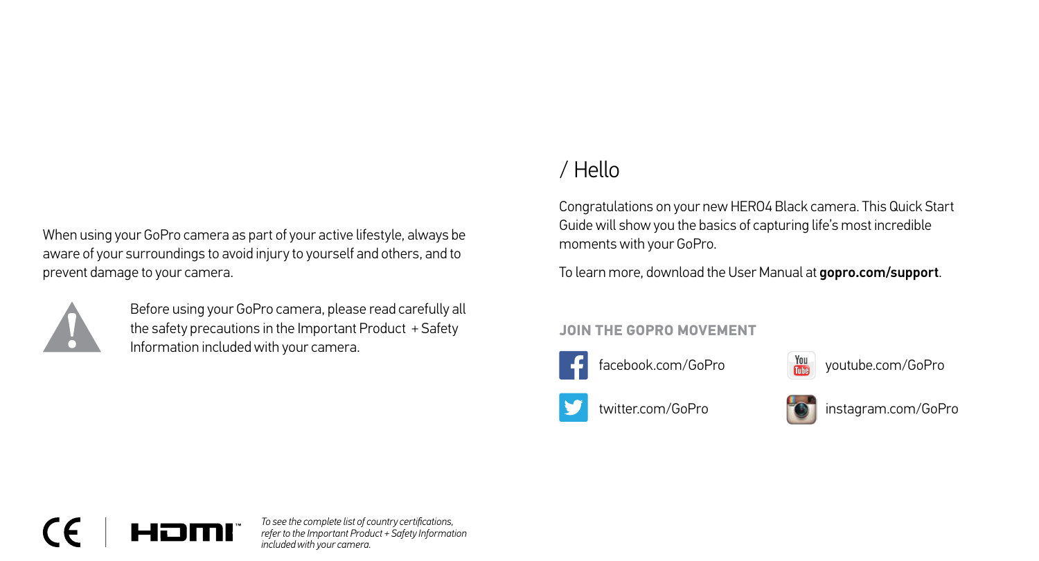When using your GoPro camera as part of your active lifestyle, always be aware of your surroundings to avoid injury to yourself and others, and to prevent damage to your camera.

Before using your GoPro camera, please read carefully all the safety precautions in the Important Product + Safety Information included with your camera.

*To see the complete list of country certifications, refer to the Important Product + Safety Information included with your camera.*

# / Hello

Congratulations on your new HERO4 Black camera. This Quick Start Guide will show you the basics of capturing life's most incredible moments with your GoPro.

To learn more, download the User Manual at **gopro.com/support**.

### JOIN THE GOPRO MOVEMENT

facebook.com/GoPro

youtube.com/GoPro

twitter.com/GoPro

instagram.com/GoPro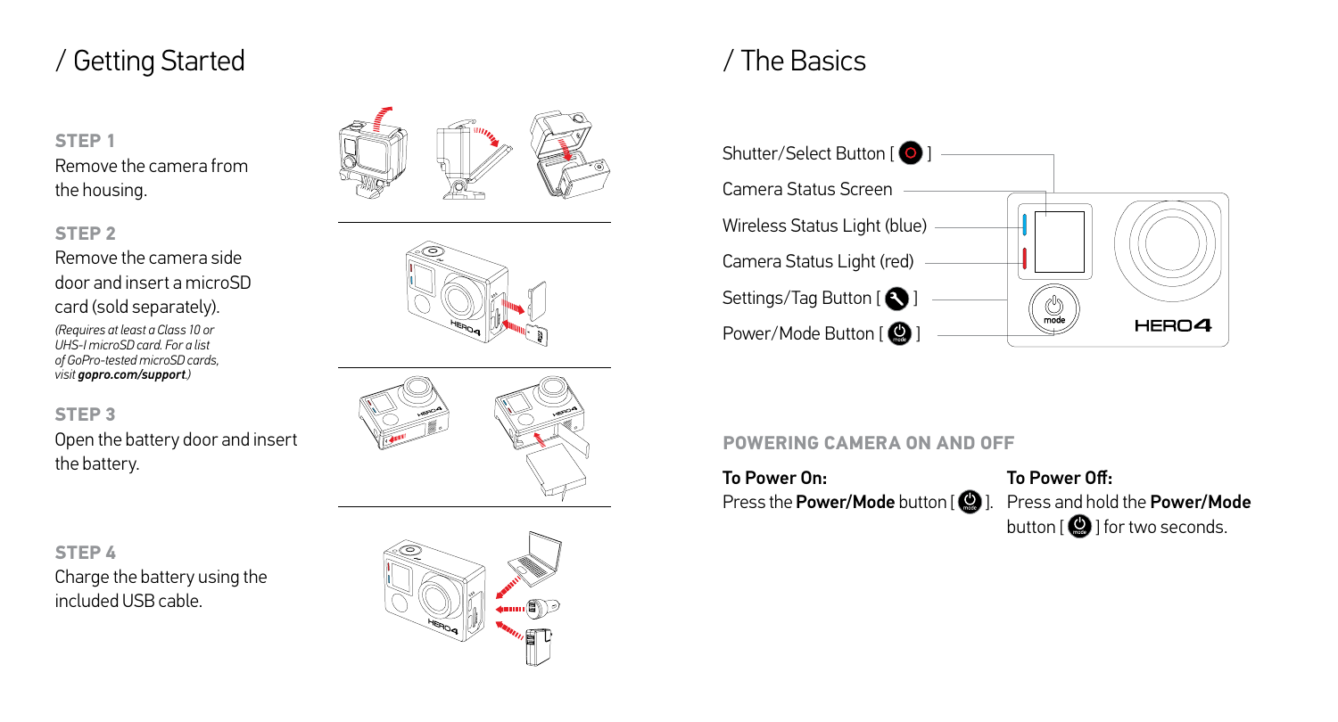# / Getting Started

**STEP 1**

Remove the camera from the housing.

**STEP 2**

Remove the camera side door and insert a microSD card (sold separately).

*(Requires at least a Class 10 or UHS-I microSD card. For a list of GoPro-tested microSD cards, visit **gopro.com/support**.)*

**STEP 3**

Open the battery door and insert the battery.

**STEP 4**

Charge the battery using the included USB cable.

# / The Basics

Shutter/Select Button [ ]

Camera Status Screen

Wireless Status Light (blue)

Camera Status Light (red)

Settings/Tag Button [ ]

Power/Mode Button [ ]

HERO4

## POWERING CAMERA ON AND OFF

**To Power On:**

Press the **Power/Mode** button [ ].

**To Power Off:**

Press and hold the **Power/Mode** button [ ] for two seconds.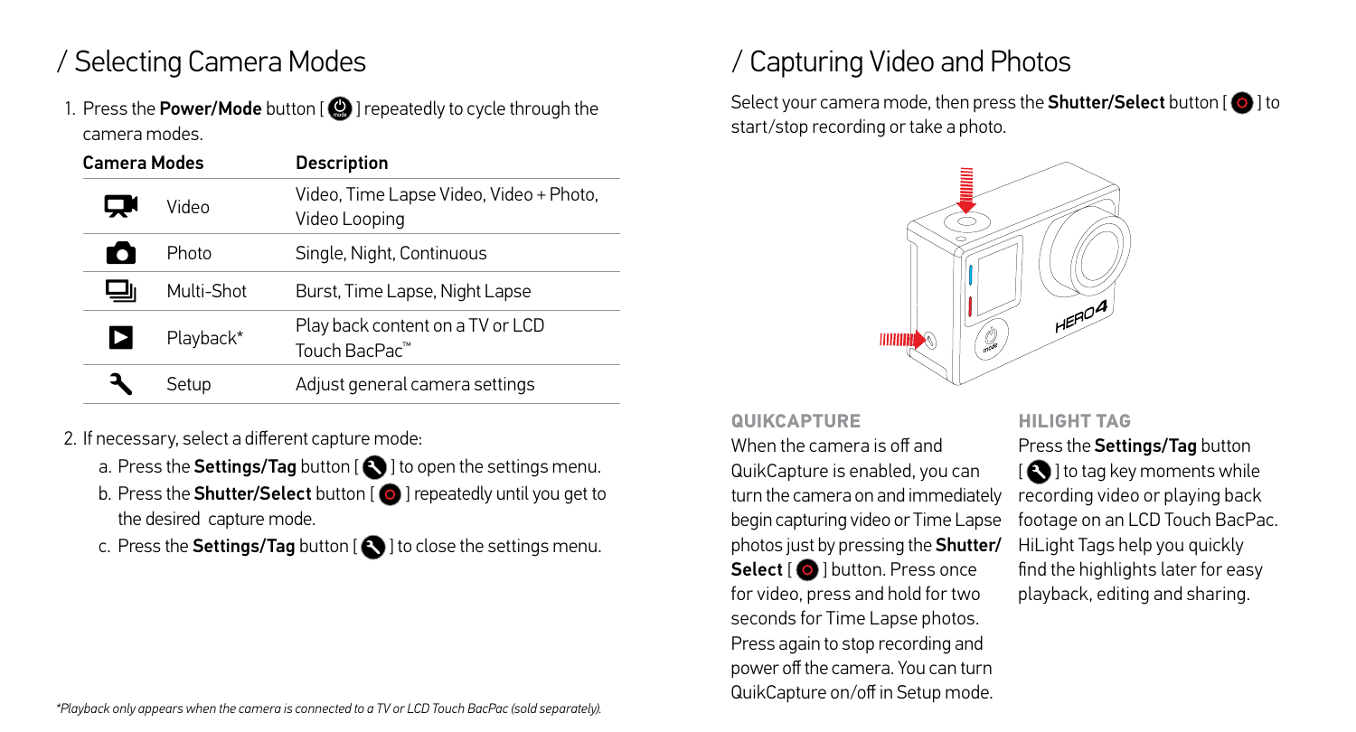## / Selecting Camera Modes

1. Press the **Power/Mode** button [ ] repeatedly to cycle through the camera modes.

| Camera Modes | | Description |
|---|---|---|
| | Video | Video, Time Lapse Video, Video + Photo, Video Looping |
| | Photo | Single, Night, Continuous |
| | Multi-Shot | Burst, Time Lapse, Night Lapse |
| | Playback* | Play back content on a TV or LCD Touch BacPac™ |
| | Setup | Adjust general camera settings |

2. If necessary, select a different capture mode:
   a. Press the **Settings/Tag** button [ ] to open the settings menu.
   b. Press the **Shutter/Select** button [ ] repeatedly until you get to the desired capture mode.
   c. Press the **Settings/Tag** button [ ] to close the settings menu.

*\*Playback only appears when the camera is connected to a TV or LCD Touch BacPac (sold separately).*

## / Capturing Video and Photos

Select your camera mode, then press the **Shutter/Select** button [ ] to start/stop recording or take a photo.

### QUIKCAPTURE

When the camera is off and QuikCapture is enabled, you can turn the camera on and immediately begin capturing video or Time Lapse photos just by pressing the **Shutter/Select** [ ] button. Press once for video, press and hold for two seconds for Time Lapse photos. Press again to stop recording and power off the camera. You can turn QuikCapture on/off in Setup mode.

### HILIGHT TAG

Press the **Settings/Tag** button [ ] to tag key moments while recording video or playing back footage on an LCD Touch BacPac. HiLight Tags help you quickly find the highlights later for easy playback, editing and sharing.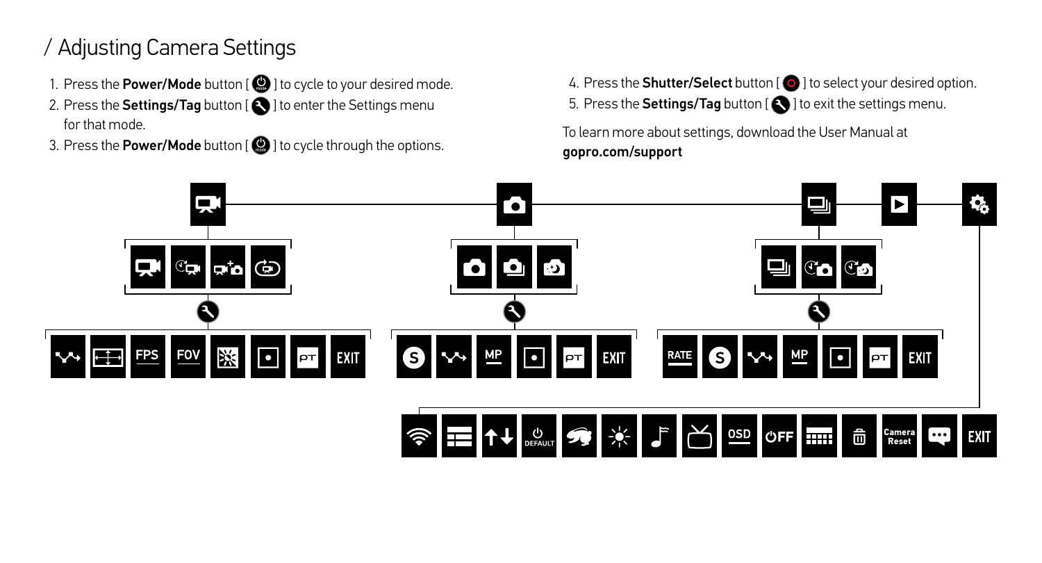# / Adjusting Camera Settings

1. Press the **Power/Mode** button [ ] to cycle to your desired mode.
2. Press the **Settings/Tag** button [ ] to enter the Settings menu for that mode.
3. Press the **Power/Mode** button [ ] to cycle through the options.
4. Press the **Shutter/Select** button [ ] to select your desired option.
5. Press the **Settings/Tag** button [ ] to exit the settings menu.

To learn more about settings, download the User Manual at **gopro.com/support**

FPS FOV PT EXIT

S MP PT EXIT

RATE S MP PT EXIT

DEFAULT OSD OFF Camera Reset EXIT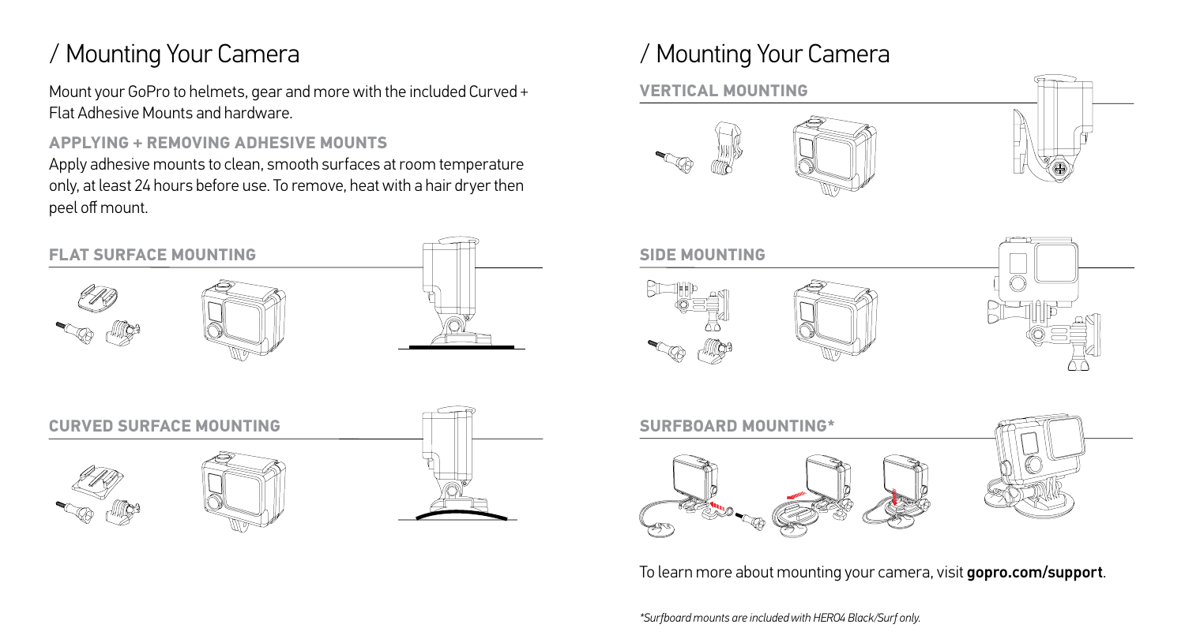# / Mounting Your Camera

Mount your GoPro to helmets, gear and more with the included Curved + Flat Adhesive Mounts and hardware.

### APPLYING + REMOVING ADHESIVE MOUNTS

Apply adhesive mounts to clean, smooth surfaces at room temperature only, at least 24 hours before use. To remove, heat with a hair dryer then peel off mount.

### FLAT SURFACE MOUNTING

### CURVED SURFACE MOUNTING

# / Mounting Your Camera

### VERTICAL MOUNTING

### SIDE MOUNTING

### SURFBOARD MOUNTING*

To learn more about mounting your camera, visit **gopro.com/support**.

*\*Surfboard mounts are included with HERO4 Black/Surf only.*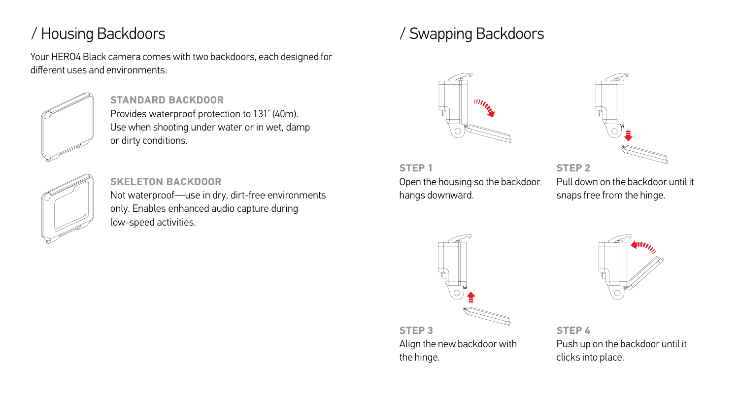# / Housing Backdoors

Your HERO4 Black camera comes with two backdoors, each designed for different uses and environments.

**STANDARD BACKDOOR**

Provides waterproof protection to 131' (40m). Use when shooting under water or in wet, damp or dirty conditions.

**SKELETON BACKDOOR**

Not waterproof—use in dry, dirt-free environments only. Enables enhanced audio capture during low-speed activities.

# / Swapping Backdoors

**STEP 1**

Open the housing so the backdoor hangs downward.

**STEP 2**

Pull down on the backdoor until it snaps free from the hinge.

**STEP 3**

Align the new backdoor with the hinge.

**STEP 4**

Push up on the backdoor until it clicks into place.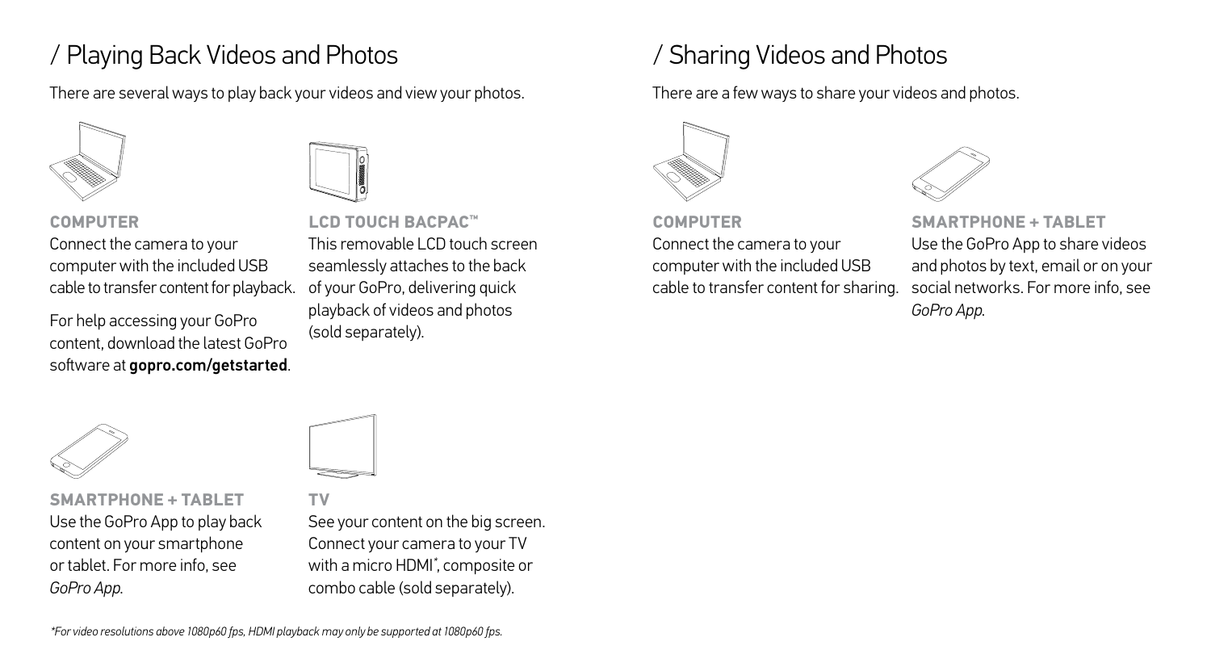## / Playing Back Videos and Photos

There are several ways to play back your videos and view your photos.

**COMPUTER**

Connect the camera to your computer with the included USB cable to transfer content for playback.

For help accessing your GoPro content, download the latest GoPro software at **gopro.com/getstarted**.

**LCD TOUCH BACPAC™**

This removable LCD touch screen seamlessly attaches to the back of your GoPro, delivering quick playback of videos and photos (sold separately).

**SMARTPHONE + TABLET**

Use the GoPro App to play back content on your smartphone or tablet. For more info, see *GoPro App*.

**TV**

See your content on the big screen. Connect your camera to your TV with a micro HDMI*, composite or combo cable (sold separately).

*\*For video resolutions above 1080p60 fps, HDMI playback may only be supported at 1080p60 fps.*

## / Sharing Videos and Photos

There are a few ways to share your videos and photos.

**COMPUTER**

Connect the camera to your computer with the included USB cable to transfer content for sharing.

**SMARTPHONE + TABLET**

Use the GoPro App to share videos and photos by text, email or on your social networks. For more info, see *GoPro App*.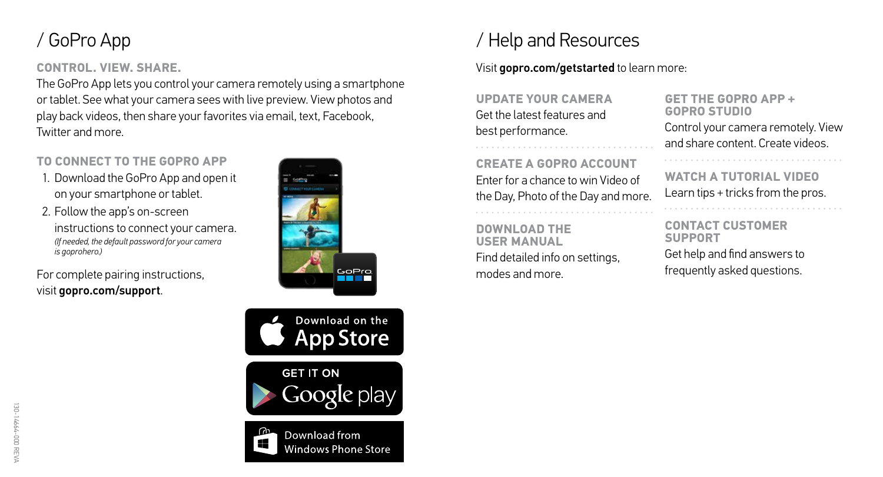# / GoPro App

### CONTROL. VIEW. SHARE.

The GoPro App lets you control your camera remotely using a smartphone or tablet. See what your camera sees with live preview. View photos and play back videos, then share your favorites via email, text, Facebook, Twitter and more.

### TO CONNECT TO THE GOPRO APP

1. Download the GoPro App and open it on your smartphone or tablet.
2. Follow the app's on-screen instructions to connect your camera. *(If needed, the default password for your camera is goprohero.)*

For complete pairing instructions, visit **gopro.com/support**.

Download on the App Store

GET IT ON Google play

Download from Windows Phone Store

# / Help and Resources

Visit **gopro.com/getstarted** to learn more:

### UPDATE YOUR CAMERA

Get the latest features and best performance.

### CREATE A GOPRO ACCOUNT

Enter for a chance to win Video of the Day, Photo of the Day and more.

### DOWNLOAD THE USER MANUAL

Find detailed info on settings, modes and more.

### GET THE GOPRO APP + GOPRO STUDIO

Control your camera remotely. View and share content. Create videos.

### WATCH A TUTORIAL VIDEO

Learn tips + tricks from the pros.

### CONTACT CUSTOMER SUPPORT

Get help and find answers to frequently asked questions.

130-14664-000 REVA